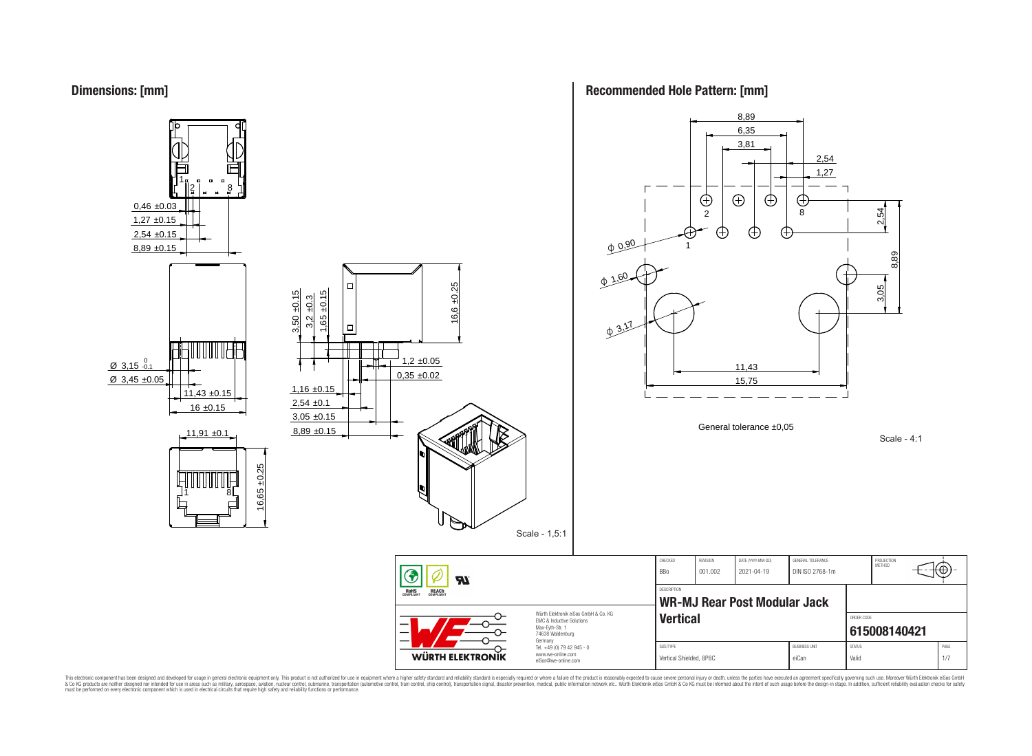## Dimensions: [mm]

0,46 ±0.03
1,27 ±0.15
2,54 ±0.15
8,89 ±0.15

Ø 3,15 $^{0}_{-0.1}$
Ø 3,45 ±0.05
11,43 ±0.15
16 ±0.15

11,91 ±0.1
16,65 ±0.25

3,50 ±0.15
3,2 ±0.3
1,65 ±0.15
16,6 ±0.25
1,2 ±0.05
0,35 ±0.02
1,16 ±0.15
2,54 ±0.1
3,05 ±0.15
8,89 ±0.15

Scale - 1,5:1

## Recommended Hole Pattern: [mm]

8,89
6,35
3,81
2,54
1,27
ϕ 0,90
ϕ 1,60
ϕ 3,17
2,54
8,89
3,05
11,43
15,75

General tolerance ±0,05

Scale - 4:1

| CHECKED | REVISION | DATE (YYYY-MM-DD) | GENERAL TOLERANCE | PROJECTION METHOD |
|---|---|---|---|---|
| BBo | 001.002 | 2021-04-19 | DIN ISO 2768-1m | |

DESCRIPTION
**WR-MJ Rear Post Modular Jack Vertical**

ORDER CODE
**615008140421**

| SIZE/TYPE | BUSINESS UNIT | STATUS | PAGE |
|---|---|---|---|
| Vertical Shielded, 8P8C | eiCan | Valid | 1/7 |

Würth Elektronik eiSos GmbH & Co. KG
EMC & Inductive Solutions
Max-Eyth-Str. 1
74638 Waldenburg
Germany
Tel. +49 (0) 79 42 945 - 0
www.we-online.com
eiSos@we-online.com

WÜRTH ELEKTRONIK

This electronic component has been designed and developed for usage in general electronic equipment only. This product is not authorized for use in equipment where a higher safety standard and reliability standard is especially required or where a failure of the product is reasonably expected to cause severe personal injury or death, unless the parties have executed an agreement specifically governing such use. Moreover Würth Elektronik eiSos GmbH & Co KG products are neither designed nor intended for use in areas such as military, aerospace, aviation, nuclear control, submarine, transportation (automotive control, train control, ship control), transportation signal, disaster prevention, medical, public information network etc.. Würth Elektronik eiSos GmbH & Co KG must be informed about the intent of such usage before the design-in stage. In addition, sufficient reliability evaluation checks for safety must be performed on every electronic component which is used in electrical circuits that require high safety and reliability functions or performance.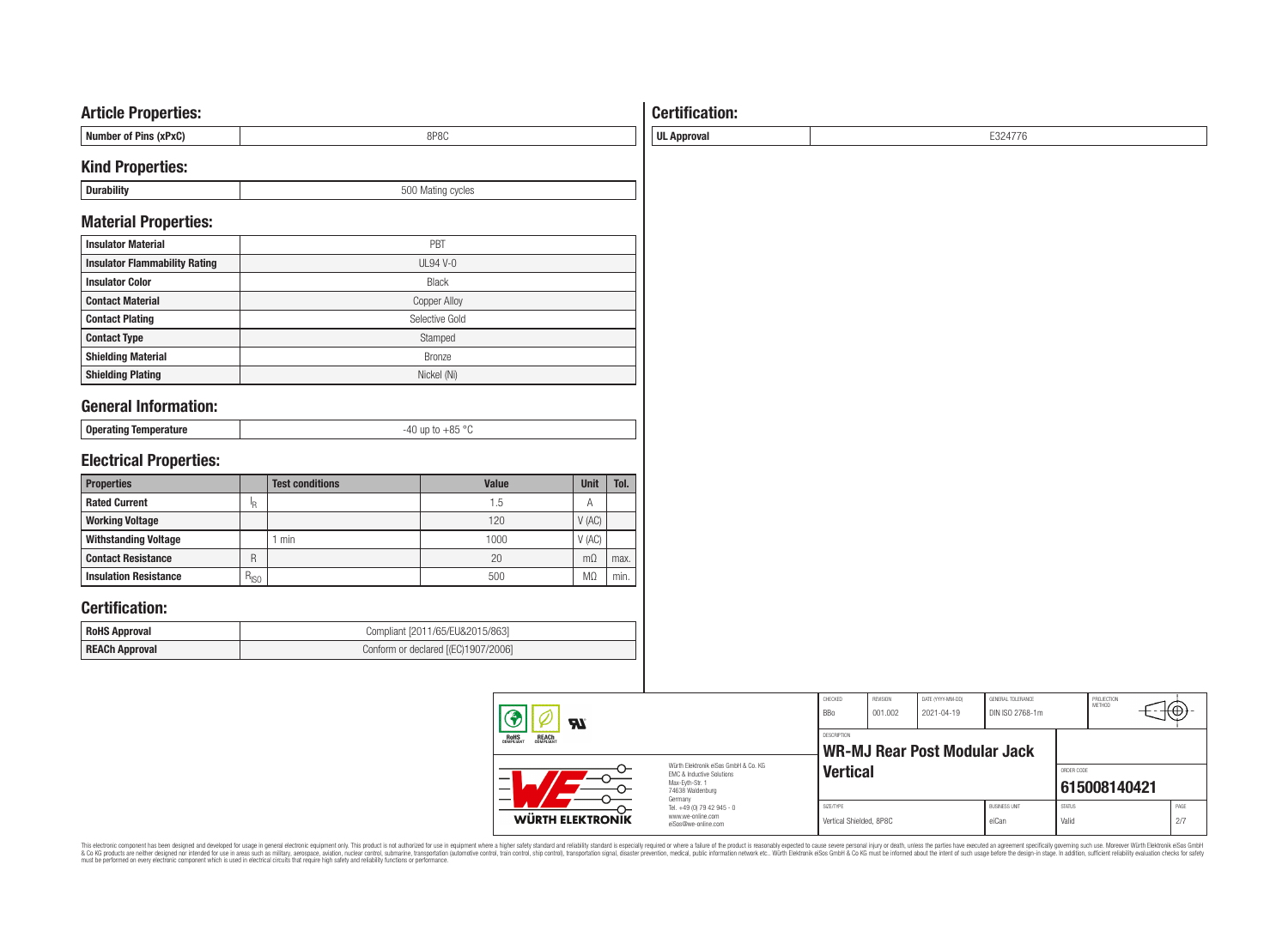## Article Properties:

| Number of Pins (xPxC) | 8P8C |
|---|---|

## Kind Properties:

| Durability | 500 Mating cycles |
|---|---|

## Material Properties:

| Insulator Material | PBT |
|---|---|
| Insulator Flammability Rating | UL94 V-0 |
| Insulator Color | Black |
| Contact Material | Copper Alloy |
| Contact Plating | Selective Gold |
| Contact Type | Stamped |
| Shielding Material | Bronze |
| Shielding Plating | Nickel (Ni) |

## General Information:

| Operating Temperature | -40 up to +85 °C |
|---|---|

## Electrical Properties:

| Properties | | Test conditions | Value | Unit | Tol. |
|---|---|---|---|---|---|
| Rated Current | $I_R$ | | 1.5 | A | |
| Working Voltage | | | 120 | V (AC) | |
| Withstanding Voltage | | 1 min | 1000 | V (AC) | |
| Contact Resistance | R | | 20 | mΩ | max. |
| Insulation Resistance | $R_{ISO}$ | | 500 | MΩ | min. |

## Certification:

| RoHS Approval | Compliant [2011/65/EU&2015/863] |
|---|---|
| REACh Approval | Conform or declared [(EC)1907/2006] |

## Certification:

| UL Approval | E324776 |
|---|---|

| CHECKED | REVISION | DATE (YYYY-MM-DD) | GENERAL TOLERANCE | PROJECTION METHOD |
|---|---|---|---|---|
| BBo | 001.002 | 2021-04-19 | DIN ISO 2768-1m | |

DESCRIPTION: **WR-MJ Rear Post Modular Jack Vertical**

ORDER CODE: **615008140421**

| SIZE/TYPE | BUSINESS UNIT | STATUS | PAGE |
|---|---|---|---|
| Vertical Shielded, 8P8C | eiCan | Valid | 2/7 |

Würth Elektronik eiSos GmbH & Co. KG
EMC & Inductive Solutions
Max-Eyth-Str. 1
74638 Waldenburg
Germany
Tel. +49 (0) 79 42 945 - 0
www.we-online.com
eiSos@we-online.com

This electronic component has been designed and developed for usage in general electronic equipment only. This product is not authorized for use in equipment where a higher safety standard and reliability standard is especially required or where a failure of the product is reasonably expected to cause severe personal injury or death, unless the parties have executed an agreement specifically governing such use. Moreover Würth Elektronik eiSos GmbH & Co KG products are neither designed nor intended for use in areas such as military, aerospace, aviation, nuclear control, submarine, transportation (automotive control, train control, ship control), transportation signal, disaster prevention, medical, public information network etc.. Würth Elektronik eiSos GmbH & Co KG must be informed about the intent of such usage before the design-in stage. In addition, sufficient reliability evaluation checks for safety must be performed on every electronic component which is used in electrical circuits that require high safety and reliability functions or performance.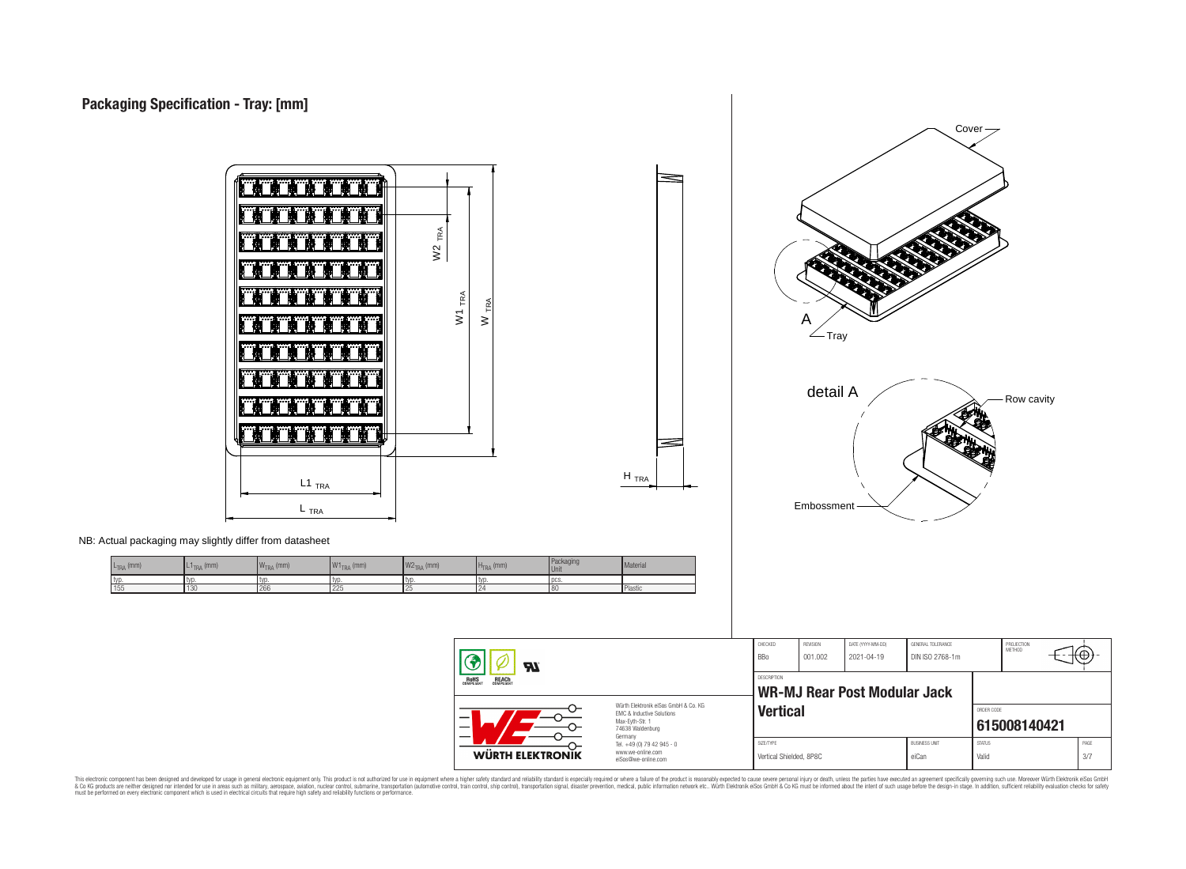## Packaging Specification - Tray: [mm]

NB: Actual packaging may slightly differ from datasheet

| $L_{TRA}$ (mm) | $L1_{TRA}$ (mm) | $W_{TRA}$ (mm) | $W1_{TRA}$ (mm) | $W2_{TRA}$ (mm) | $H_{TRA}$ (mm) | Packaging Unit | Material |
|---|---|---|---|---|---|---|---|
| typ. | typ. | typ. | typ. | typ. | typ. | pcs. | |
| 155 | 130 | 266 | 225 | 25 | 24 | 80 | Plastic |

| CHECKED | REVISION | DATE (YYYY-MM-DD) | GENERAL TOLERANCE | PROJECTION METHOD |
|---|---|---|---|---|
| BBo | 001.002 | 2021-04-19 | DIN ISO 2768-1m | |

DESCRIPTION

**WR-MJ Rear Post Modular Jack Vertical**

ORDER CODE: **615008140421**

| SIZE/TYPE | BUSINESS UNIT | STATUS | PAGE |
|---|---|---|---|
| Vertical Shielded, 8P8C | eiCan | Valid | 3/7 |

Würth Elektronik eiSos GmbH & Co. KG
EMC & Inductive Solutions
Max-Eyth-Str. 1
74638 Waldenburg
Germany
Tel. +49 (0) 79 42 945 - 0
www.we-online.com
eiSos@we-online.com

This electronic component has been designed and developed for usage in general electronic equipment only. This product is not authorized for use in equipment where a higher safety standard and reliability standard is especially required or where a failure of the product is reasonably expected to cause severe personal injury or death, unless the parties have executed an agreement specifically governing such use. Moreover Würth Elektronik eiSos GmbH & Co KG products are neither designed nor intended for use in areas such as military, aerospace, aviation, nuclear control, submarine, transportation (automotive control, train control, ship control), transportation signal, disaster prevention, medical, public information network etc.. Würth Elektronik eiSos GmbH & Co KG must be informed about the intent of such usage before the design-in stage. In addition, sufficient reliability evaluation checks for safety must be performed on every electronic component which is used in electrical circuits that require high safety and reliability functions or performance.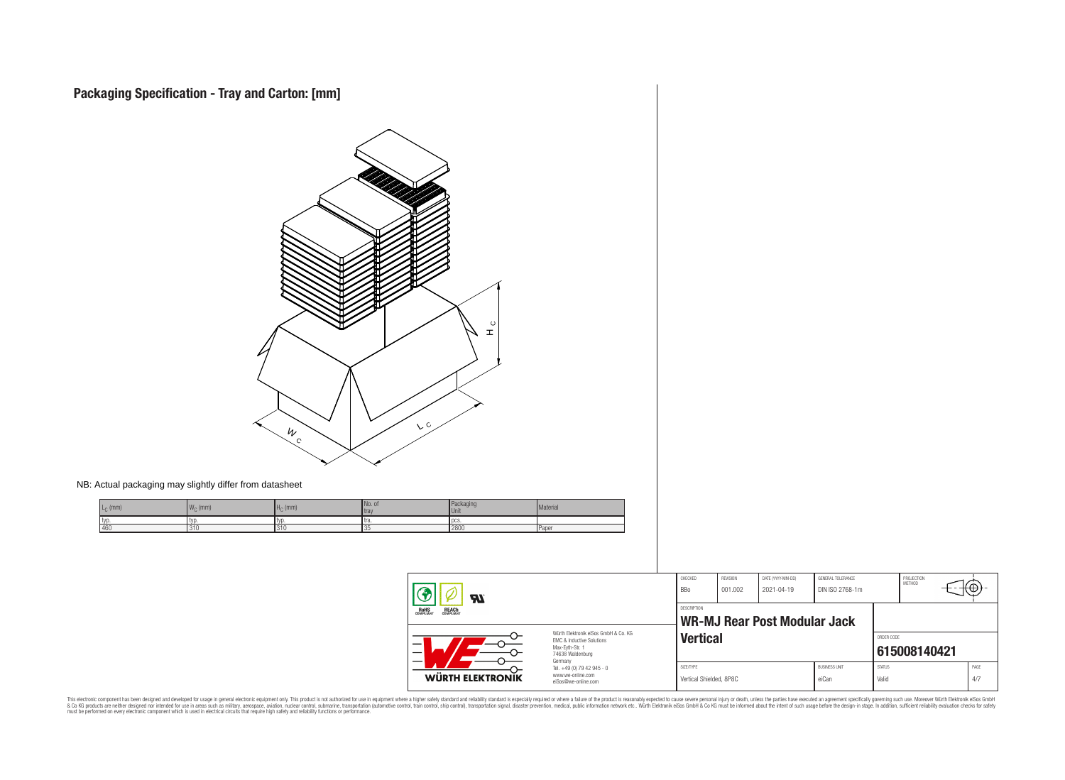# Packaging Specification - Tray and Carton: [mm]

NB: Actual packaging may slightly differ from datasheet

| $L_C$ (mm) | $W_C$ (mm) | $H_C$ (mm) | No. of tray | Packaging Unit | Material |
|---|---|---|---|---|---|
| typ. | typ. | typ. | tra. | pcs. | |
| 460 | 310 | 310 | 35 | 2800 | Paper |

| CHECKED | REVISION | DATE (YYYY-MM-DD) | GENERAL TOLERANCE | PROJECTION METHOD |
|---|---|---|---|---|
| BBo | 001.002 | 2021-04-19 | DIN ISO 2768-1m | |

DESCRIPTION

**WR-MJ Rear Post Modular Jack Vertical**

ORDER CODE: **615008140421**

| SIZE/TYPE | BUSINESS UNIT | STATUS | PAGE |
|---|---|---|---|
| Vertical Shielded, 8P8C | eiCan | Valid | 4/7 |

Würth Elektronik eiSos GmbH & Co. KG
EMC & Inductive Solutions
Max-Eyth-Str. 1
74638 Waldenburg
Germany
Tel. +49 (0) 79 42 945 - 0
www.we-online.com
eiSos@we-online.com

WÜRTH ELEKTRONIK

This electronic component has been designed and developed for usage in general electronic equipment only. This product is not authorized for use in equipment where a higher safety standard and reliability standard is especially required or where a failure of the product is reasonably expected to cause severe personal injury or death, unless the parties have executed an agreement specifically governing such use. Moreover Würth Elektronik eiSos GmbH & Co KG products are neither designed nor intended for use in areas such as military, aerospace, aviation, nuclear control, submarine, transportation (automotive control, train control, ship control), transportation signal, disaster prevention, medical, public information network etc.. Würth Elektronik eiSos GmbH & Co KG must be informed about the intent of such usage before the design-in stage. In addition, sufficient reliability evaluation checks for safety must be performed on every electronic component which is used in electrical circuits that require high safety and reliability functions or performance.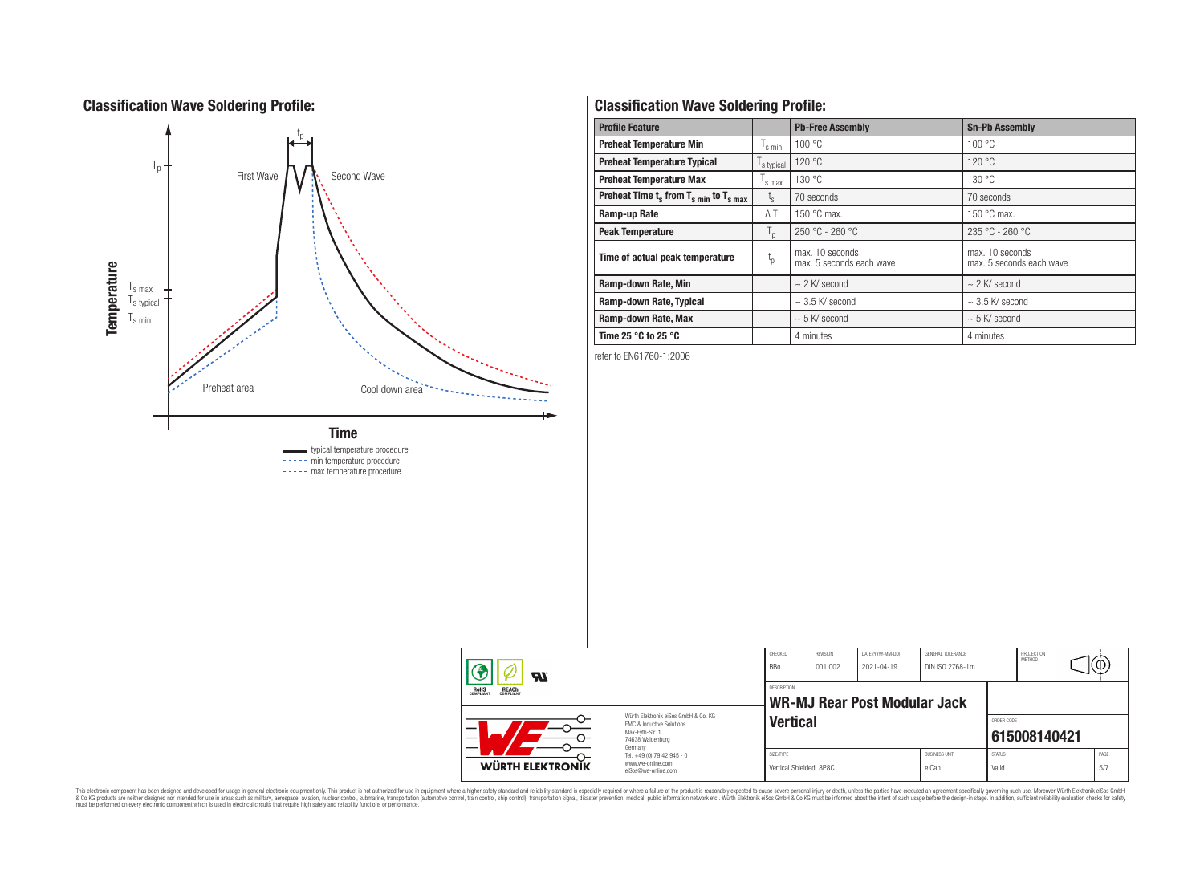## Classification Wave Soldering Profile:

Temperature

$T_p$

$T_{s\,max}$

$T_{s\,typical}$

$T_{s\,min}$

$t_p$

First Wave

Second Wave

Preheat area

Cool down area

Time

typical temperature procedure

min temperature procedure

max temperature procedure

## Classification Wave Soldering Profile:

| Profile Feature | | Pb-Free Assembly | Sn-Pb Assembly |
|---|---|---|---|
| Preheat Temperature Min | $T_{s\,min}$ | 100 °C | 100 °C |
| Preheat Temperature Typical | $T_{s\,typical}$ | 120 °C | 120 °C |
| Preheat Temperature Max | $T_{s\,max}$ | 130 °C | 130 °C |
| Preheat Time $t_s$ from $T_{s\,min}$ to $T_{s\,max}$ | $t_s$ | 70 seconds | 70 seconds |
| Ramp-up Rate | $\Delta T$ | 150 °C max. | 150 °C max. |
| Peak Temperature | $T_p$ | 250 °C - 260 °C | 235 °C - 260 °C |
| Time of actual peak temperature | $t_p$ | max. 10 seconds max. 5 seconds each wave | max. 10 seconds max. 5 seconds each wave |
| Ramp-down Rate, Min | | ~ 2 K/ second | ~ 2 K/ second |
| Ramp-down Rate, Typical | | ~ 3.5 K/ second | ~ 3.5 K/ second |
| Ramp-down Rate, Max | | ~ 5 K/ second | ~ 5 K/ second |
| Time 25 °C to 25 °C | | 4 minutes | 4 minutes |

refer to EN61760-1:2006

| CHECKED | REVISION | DATE (YYYY-MM-DD) | GENERAL TOLERANCE | PROJECTION METHOD |
|---|---|---|---|---|
| BBo | 001.002 | 2021-04-19 | DIN ISO 2768-1m | |

Würth Elektronik eiSos GmbH & Co. KG
EMC & Inductive Solutions
Max-Eyth-Str. 1
74638 Waldenburg
Germany
Tel. +49 (0) 79 42 945 - 0
www.we-online.com
eiSos@we-online.com

DESCRIPTION
**WR-MJ Rear Post Modular Jack Vertical**

ORDER CODE
**615008140421**

| SIZE/TYPE | BUSINESS UNIT | STATUS | PAGE |
|---|---|---|---|
| Vertical Shielded, 8P8C | eiCan | Valid | 5/7 |

This electronic component has been designed and developed for usage in general electronic equipment only. This product is not authorized for use in equipment where a higher safety standard and reliability standard is especially required or where a failure of the product is reasonably expected to cause severe personal injury or death, unless the parties have executed an agreement specifically governing such use. Moreover Würth Elektronik eiSos GmbH & Co KG products are neither designed nor intended for use in areas such as military, aerospace, aviation, nuclear control, submarine, transportation (automotive control, train control, ship control), transportation signal, disaster prevention, medical, public information network etc.. Würth Elektronik eiSos GmbH & Co KG must be informed about the intent of such usage before the design-in stage. In addition, sufficient reliability evaluation checks for safety must be performed on every electronic component which is used in electrical circuits that require high safety and reliability functions or performance.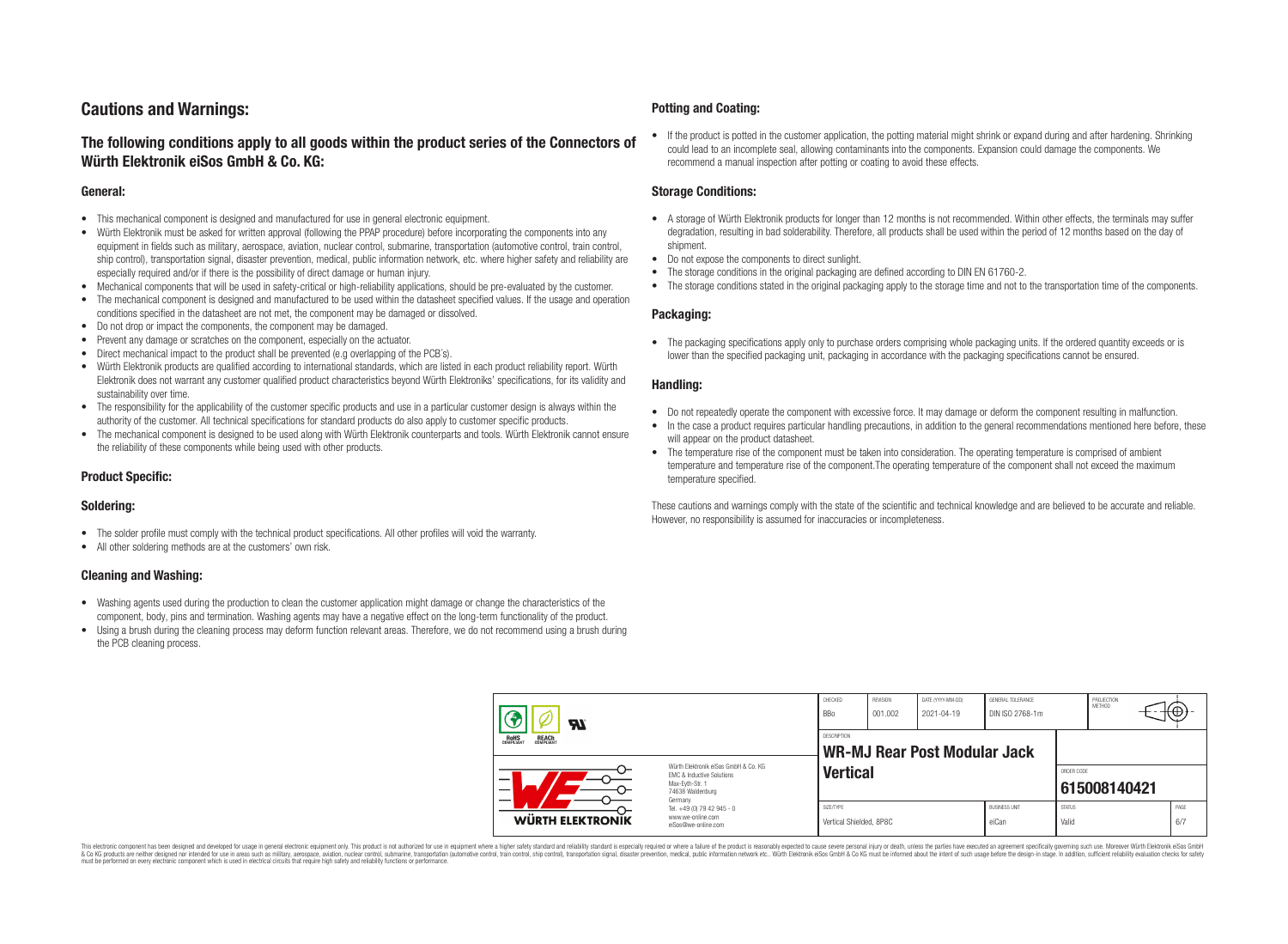# Cautions and Warnings:

## The following conditions apply to all goods within the product series of the Connectors of Würth Elektronik eiSos GmbH & Co. KG:

### General:

- This mechanical component is designed and manufactured for use in general electronic equipment.
- Würth Elektronik must be asked for written approval (following the PPAP procedure) before incorporating the components into any equipment in fields such as military, aerospace, aviation, nuclear control, submarine, transportation (automotive control, train control, ship control), transportation signal, disaster prevention, medical, public information network, etc. where higher safety and reliability are especially required and/or if there is the possibility of direct damage or human injury.
- Mechanical components that will be used in safety-critical or high-reliability applications, should be pre-evaluated by the customer.
- The mechanical component is designed and manufactured to be used within the datasheet specified values. If the usage and operation conditions specified in the datasheet are not met, the component may be damaged or dissolved.
- Do not drop or impact the components, the component may be damaged.
- Prevent any damage or scratches on the component, especially on the actuator.
- Direct mechanical impact to the product shall be prevented (e.g overlapping of the PCB´s).
- Würth Elektronik products are qualified according to international standards, which are listed in each product reliability report. Würth Elektronik does not warrant any customer qualified product characteristics beyond Würth Elektroniks' specifications, for its validity and sustainability over time.
- The responsibility for the applicability of the customer specific products and use in a particular customer design is always within the authority of the customer. All technical specifications for standard products do also apply to customer specific products.
- The mechanical component is designed to be used along with Würth Elektronik counterparts and tools. Würth Elektronik cannot ensure the reliability of these components while being used with other products.

### Product Specific:

### Soldering:

- The solder profile must comply with the technical product specifications. All other profiles will void the warranty.
- All other soldering methods are at the customers' own risk.

### Cleaning and Washing:

- Washing agents used during the production to clean the customer application might damage or change the characteristics of the component, body, pins and termination. Washing agents may have a negative effect on the long-term functionality of the product.
- Using a brush during the cleaning process may deform function relevant areas. Therefore, we do not recommend using a brush during the PCB cleaning process.

### Potting and Coating:

- If the product is potted in the customer application, the potting material might shrink or expand during and after hardening. Shrinking could lead to an incomplete seal, allowing contaminants into the components. Expansion could damage the components. We recommend a manual inspection after potting or coating to avoid these effects.

### Storage Conditions:

- A storage of Würth Elektronik products for longer than 12 months is not recommended. Within other effects, the terminals may suffer degradation, resulting in bad solderability. Therefore, all products shall be used within the period of 12 months based on the day of shipment.
- Do not expose the components to direct sunlight.
- The storage conditions in the original packaging are defined according to DIN EN 61760-2.
- The storage conditions stated in the original packaging apply to the storage time and not to the transportation time of the components.

### Packaging:

- The packaging specifications apply only to purchase orders comprising whole packaging units. If the ordered quantity exceeds or is lower than the specified packaging unit, packaging in accordance with the packaging specifications cannot be ensured.

### Handling:

- Do not repeatedly operate the component with excessive force. It may damage or deform the component resulting in malfunction.
- In the case a product requires particular handling precautions, in addition to the general recommendations mentioned here before, these will appear on the product datasheet.
- The temperature rise of the component must be taken into consideration. The operating temperature is comprised of ambient temperature and temperature rise of the component.The operating temperature of the component shall not exceed the maximum temperature specified.

These cautions and warnings comply with the state of the scientific and technical knowledge and are believed to be accurate and reliable. However, no responsibility is assumed for inaccuracies or incompleteness.

| CHECKED | REVISION | DATE (YYYY-MM-DD) | GENERAL TOLERANCE | PROJECTION METHOD |
|---|---|---|---|---|
| BBo | 001.002 | 2021-04-19 | DIN ISO 2768-1m | |

Würth Elektronik eiSos GmbH & Co. KG
EMC & Inductive Solutions
Max-Eyth-Str. 1
74638 Waldenburg
Germany
Tel. +49 (0) 79 42 945 - 0
www.we-online.com
eiSos@we-online.com

DESCRIPTION: **WR-MJ Rear Post Modular Jack Vertical**

ORDER CODE: **615008140421**

| SIZE/TYPE | BUSINESS UNIT | STATUS | PAGE |
|---|---|---|---|
| Vertical Shielded, 8P8C | eiCan | Valid | 6/7 |

This electronic component has been designed and developed for usage in general electronic equipment only. This product is not authorized for use in equipment where a higher safety standard and reliability standard is especially required or where a failure of the product is reasonably expected to cause severe personal injury or death, unless the parties have executed an agreement specifically governing such use. Moreover Würth Elektronik eiSos GmbH & Co KG products are neither designed nor intended for use in areas such as military, aerospace, aviation, nuclear control, submarine, transportation (automotive control, train control, ship control), transportation signal, disaster prevention, medical, public information network etc.. Würth Elektronik eiSos GmbH & Co KG must be informed about the intent of such usage before the design-in stage. In addition, sufficient reliability evaluation checks for safety must be performed on every electronic component which is used in electrical circuits that require high safety and reliability functions or performance.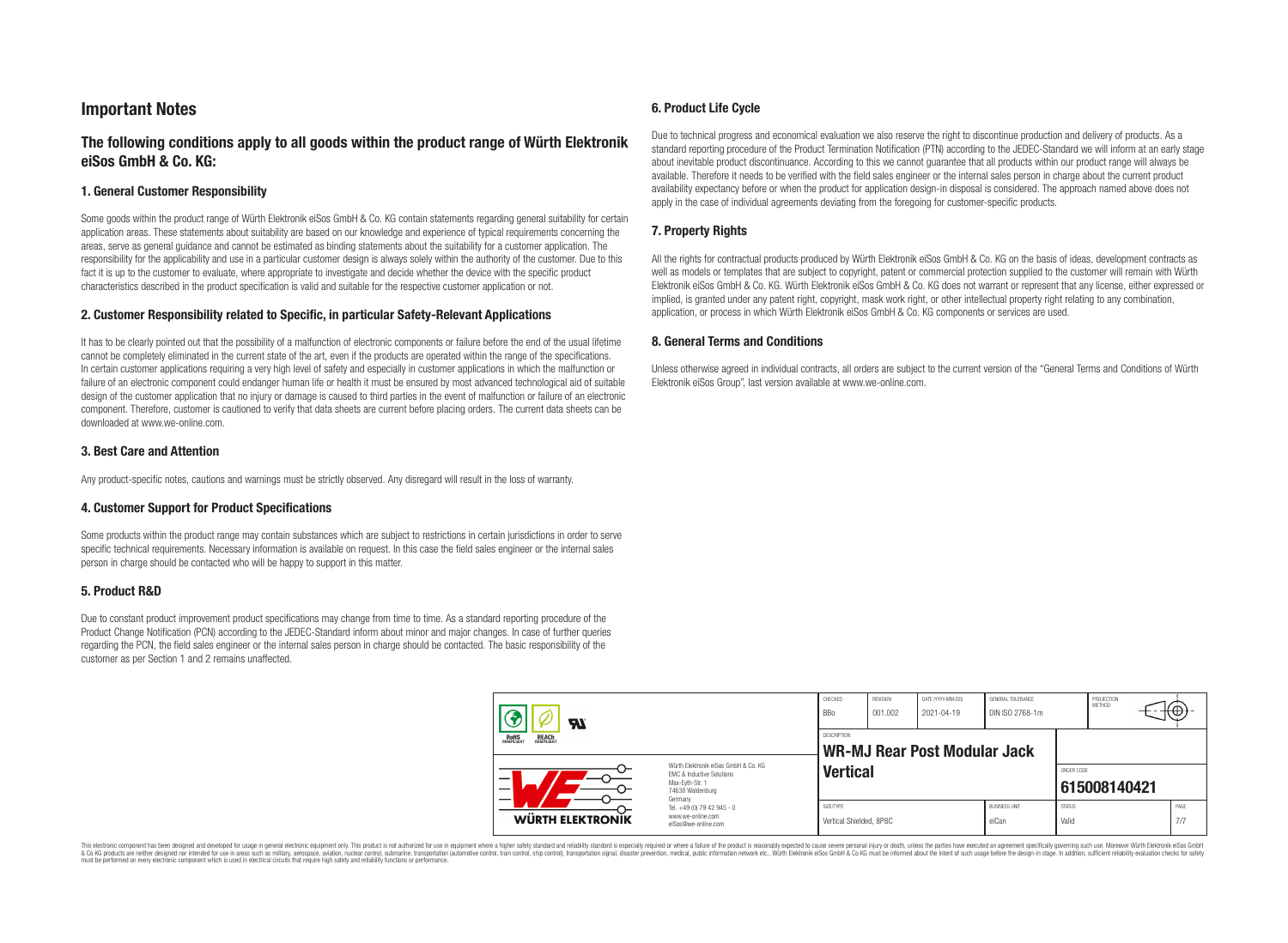# Important Notes

## The following conditions apply to all goods within the product range of Würth Elektronik eiSos GmbH & Co. KG:

### 1. General Customer Responsibility

Some goods within the product range of Würth Elektronik eiSos GmbH & Co. KG contain statements regarding general suitability for certain application areas. These statements about suitability are based on our knowledge and experience of typical requirements concerning the areas, serve as general guidance and cannot be estimated as binding statements about the suitability for a customer application. The responsibility for the applicability and use in a particular customer design is always solely within the authority of the customer. Due to this fact it is up to the customer to evaluate, where appropriate to investigate and decide whether the device with the specific product characteristics described in the product specification is valid and suitable for the respective customer application or not.

### 2. Customer Responsibility related to Specific, in particular Safety-Relevant Applications

It has to be clearly pointed out that the possibility of a malfunction of electronic components or failure before the end of the usual lifetime cannot be completely eliminated in the current state of the art, even if the products are operated within the range of the specifications. In certain customer applications requiring a very high level of safety and especially in customer applications in which the malfunction or failure of an electronic component could endanger human life or health it must be ensured by most advanced technological aid of suitable design of the customer application that no injury or damage is caused to third parties in the event of malfunction or failure of an electronic component. Therefore, customer is cautioned to verify that data sheets are current before placing orders. The current data sheets can be downloaded at www.we-online.com.

### 3. Best Care and Attention

Any product-specific notes, cautions and warnings must be strictly observed. Any disregard will result in the loss of warranty.

### 4. Customer Support for Product Specifications

Some products within the product range may contain substances which are subject to restrictions in certain jurisdictions in order to serve specific technical requirements. Necessary information is available on request. In this case the field sales engineer or the internal sales person in charge should be contacted who will be happy to support in this matter.

### 5. Product R&D

Due to constant product improvement product specifications may change from time to time. As a standard reporting procedure of the Product Change Notification (PCN) according to the JEDEC-Standard inform about minor and major changes. In case of further queries regarding the PCN, the field sales engineer or the internal sales person in charge should be contacted. The basic responsibility of the customer as per Section 1 and 2 remains unaffected.

### 6. Product Life Cycle

Due to technical progress and economical evaluation we also reserve the right to discontinue production and delivery of products. As a standard reporting procedure of the Product Termination Notification (PTN) according to the JEDEC-Standard we will inform at an early stage about inevitable product discontinuance. According to this we cannot guarantee that all products within our product range will always be available. Therefore it needs to be verified with the field sales engineer or the internal sales person in charge about the current product availability expectancy before or when the product for application design-in disposal is considered. The approach named above does not apply in the case of individual agreements deviating from the foregoing for customer-specific products.

### 7. Property Rights

All the rights for contractual products produced by Würth Elektronik eiSos GmbH & Co. KG on the basis of ideas, development contracts as well as models or templates that are subject to copyright, patent or commercial protection supplied to the customer will remain with Würth Elektronik eiSos GmbH & Co. KG. Würth Elektronik eiSos GmbH & Co. KG does not warrant or represent that any license, either expressed or implied, is granted under any patent right, copyright, mask work right, or other intellectual property right relating to any combination, application, or process in which Würth Elektronik eiSos GmbH & Co. KG components or services are used.

### 8. General Terms and Conditions

Unless otherwise agreed in individual contracts, all orders are subject to the current version of the "General Terms and Conditions of Würth Elektronik eiSos Group", last version available at www.we-online.com.

| | | | | | | | |
|---|---|---|---|---|---|---|---|
| RoHS COMPLIANT, REACh COMPLIANT | | CHECKED BBo | REVISION 001.002 | DATE (YYYY-MM-DD) 2021-04-19 | GENERAL TOLERANCE DIN ISO 2768-1m | PROJECTION METHOD | |
| WÜRTH ELEKTRONIK | Würth Elektronik eiSos GmbH & Co. KG<br>EMC & Inductive Solutions<br>Max-Eyth-Str. 1<br>74638 Waldenburg<br>Germany<br>Tel. +49 (0) 79 42 945 - 0<br>www.we-online.com<br>eiSos@we-online.com | DESCRIPTION **WR-MJ Rear Post Modular Jack Vertical** | | | | ORDER CODE **615008140421** | |
| | | SIZE/TYPE Vertical Shielded, 8P8C | | | BUSINESS UNIT eiCan | STATUS Valid | PAGE 7/7 |

This electronic component has been designed and developed for usage in general electronic equipment only. This product is not authorized for use in equipment where a higher safety standard and reliability standard is especially required or where a failure of the product is reasonably expected to cause severe personal injury or death, unless the parties have executed an agreement specifically governing such use. Moreover Würth Elektronik eiSos GmbH & Co KG products are neither designed nor intended for use in areas such as military, aerospace, aviation, nuclear control, submarine, transportation (automotive control, train control, ship control), transportation signal, disaster prevention, medical, public information network etc.. Würth Elektronik eiSos GmbH & Co KG must be informed about the intent of such usage before the design-in stage. In addition, sufficient reliability evaluation checks for safety must be performed on every electronic component which is used in electrical circuits that require high safety and reliability functions or performance.